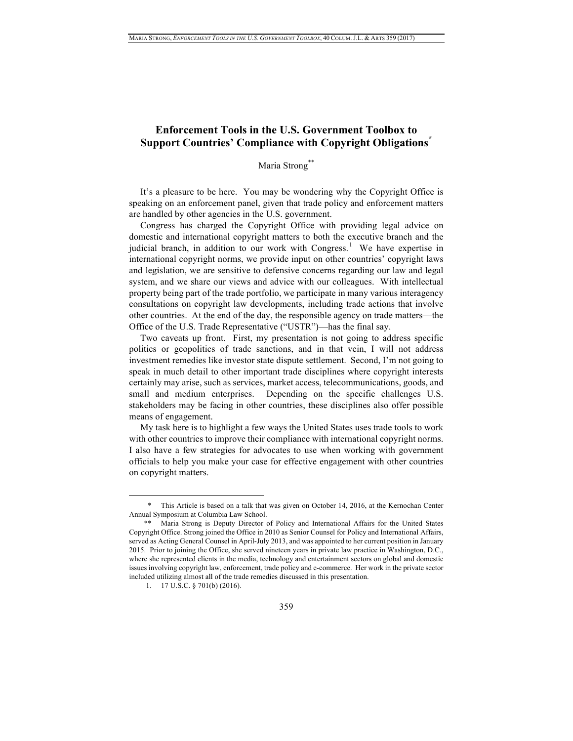# Enforcement Tools in the U.S. Government Toolbox to Support Countries' Compliance with Copyright Obligations[*]

Maria Strong[**]

It's a pleasure to be here. You may be wondering why the Copyright Office is speaking on an enforcement panel, given that trade policy and enforcement matters are handled by other agencies in the U.S. government.

Congress has charged the Copyright Office with providing legal advice on domestic and international copyright matters to both the executive branch and the judicial branch, in addition to our work with Congress.[1] We have expertise in international copyright norms, we provide input on other countries' copyright laws and legislation, we are sensitive to defensive concerns regarding our law and legal system, and we share our views and advice with our colleagues. With intellectual property being part of the trade portfolio, we participate in many various interagency consultations on copyright law developments, including trade actions that involve other countries. At the end of the day, the responsible agency on trade matters—the Office of the U.S. Trade Representative ("USTR")—has the final say.

Two caveats up front. First, my presentation is not going to address specific politics or geopolitics of trade sanctions, and in that vein, I will not address investment remedies like investor state dispute settlement. Second, I'm not going to speak in much detail to other important trade disciplines where copyright interests certainly may arise, such as services, market access, telecommunications, goods, and small and medium enterprises. Depending on the specific challenges U.S. stakeholders may be facing in other countries, these disciplines also offer possible means of engagement.

My task here is to highlight a few ways the United States uses trade tools to work with other countries to improve their compliance with international copyright norms. I also have a few strategies for advocates to use when working with government officials to help you make your case for effective engagement with other countries on copyright matters.

---

\* This Article is based on a talk that was given on October 14, 2016, at the Kernochan Center Annual Symposium at Columbia Law School.

\*\* Maria Strong is Deputy Director of Policy and International Affairs for the United States Copyright Office. Strong joined the Office in 2010 as Senior Counsel for Policy and International Affairs, served as Acting General Counsel in April-July 2013, and was appointed to her current position in January 2015. Prior to joining the Office, she served nineteen years in private law practice in Washington, D.C., where she represented clients in the media, technology and entertainment sectors on global and domestic issues involving copyright law, enforcement, trade policy and e-commerce. Her work in the private sector included utilizing almost all of the trade remedies discussed in this presentation.

1. 17 U.S.C. § 701(b) (2016).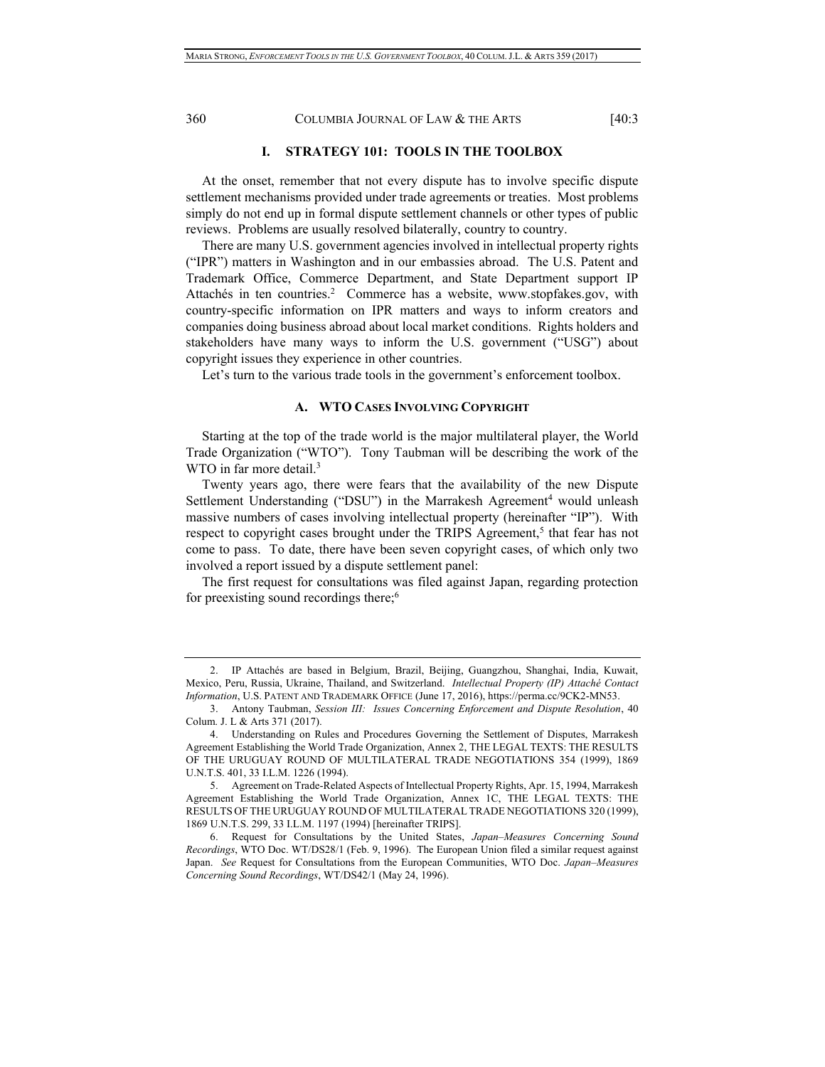## I. STRATEGY 101: TOOLS IN THE TOOLBOX

At the onset, remember that not every dispute has to involve specific dispute settlement mechanisms provided under trade agreements or treaties. Most problems simply do not end up in formal dispute settlement channels or other types of public reviews. Problems are usually resolved bilaterally, country to country.

There are many U.S. government agencies involved in intellectual property rights ("IPR") matters in Washington and in our embassies abroad. The U.S. Patent and Trademark Office, Commerce Department, and State Department support IP Attachés in ten countries.[2] Commerce has a website, www.stopfakes.gov, with country-specific information on IPR matters and ways to inform creators and companies doing business abroad about local market conditions. Rights holders and stakeholders have many ways to inform the U.S. government ("USG") about copyright issues they experience in other countries.

Let's turn to the various trade tools in the government's enforcement toolbox.

### A. WTO CASES INVOLVING COPYRIGHT

Starting at the top of the trade world is the major multilateral player, the World Trade Organization ("WTO"). Tony Taubman will be describing the work of the WTO in far more detail.[3]

Twenty years ago, there were fears that the availability of the new Dispute Settlement Understanding ("DSU") in the Marrakesh Agreement[4] would unleash massive numbers of cases involving intellectual property (hereinafter "IP"). With respect to copyright cases brought under the TRIPS Agreement,[5] that fear has not come to pass. To date, there have been seven copyright cases, of which only two involved a report issued by a dispute settlement panel:

The first request for consultations was filed against Japan, regarding protection for preexisting sound recordings there;[6]

---

2. IP Attachés are based in Belgium, Brazil, Beijing, Guangzhou, Shanghai, India, Kuwait, Mexico, Peru, Russia, Ukraine, Thailand, and Switzerland. *Intellectual Property (IP) Attaché Contact Information*, U.S. PATENT AND TRADEMARK OFFICE (June 17, 2016), https://perma.cc/9CK2-MN53.

3. Antony Taubman, *Session III: Issues Concerning Enforcement and Dispute Resolution*, 40 Colum. J. L & Arts 371 (2017).

4. Understanding on Rules and Procedures Governing the Settlement of Disputes, Marrakesh Agreement Establishing the World Trade Organization, Annex 2, THE LEGAL TEXTS: THE RESULTS OF THE URUGUAY ROUND OF MULTILATERAL TRADE NEGOTIATIONS 354 (1999), 1869 U.N.T.S. 401, 33 I.L.M. 1226 (1994).

5. Agreement on Trade-Related Aspects of Intellectual Property Rights, Apr. 15, 1994, Marrakesh Agreement Establishing the World Trade Organization, Annex 1C, THE LEGAL TEXTS: THE RESULTS OF THE URUGUAY ROUND OF MULTILATERAL TRADE NEGOTIATIONS 320 (1999), 1869 U.N.T.S. 299, 33 I.L.M. 1197 (1994) [hereinafter TRIPS].

6. Request for Consultations by the United States, *Japan–Measures Concerning Sound Recordings*, WTO Doc. WT/DS28/1 (Feb. 9, 1996). The European Union filed a similar request against Japan. *See* Request for Consultations from the European Communities, WTO Doc. *Japan–Measures Concerning Sound Recordings*, WT/DS42/1 (May 24, 1996).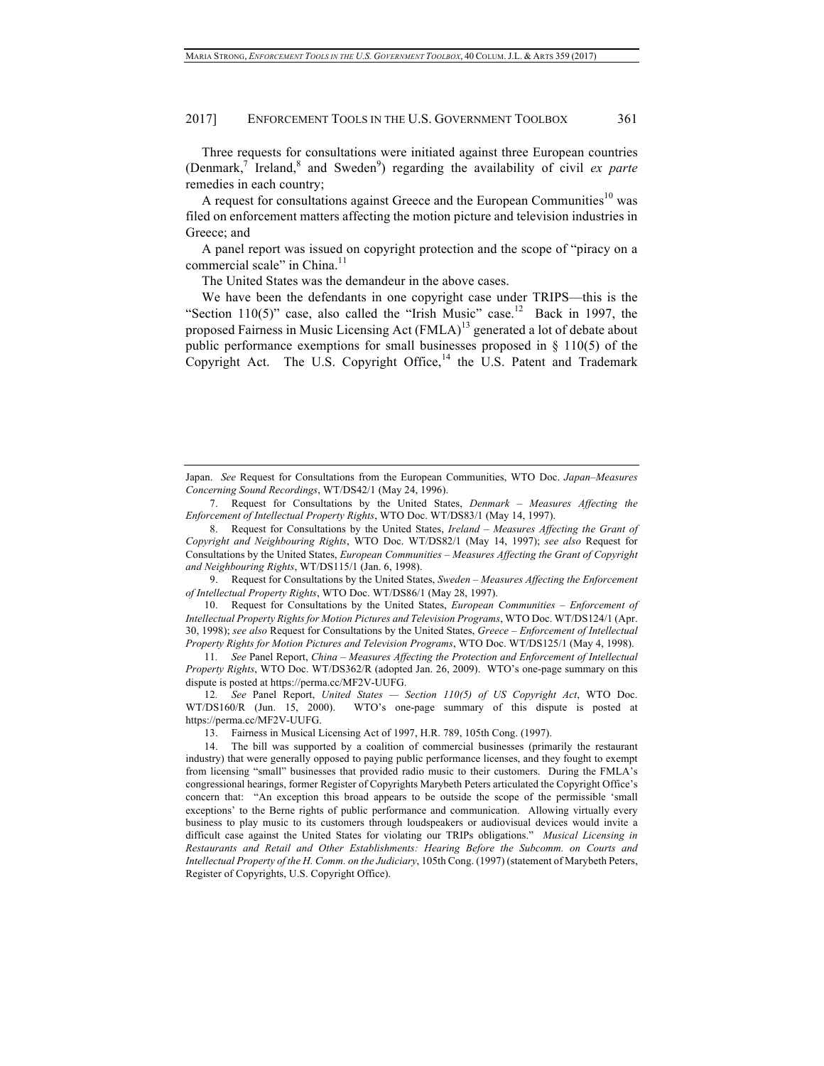Three requests for consultations were initiated against three European countries (Denmark,[7] Ireland,[8] and Sweden[9]) regarding the availability of civil *ex parte* remedies in each country;

A request for consultations against Greece and the European Communities[10] was filed on enforcement matters affecting the motion picture and television industries in Greece; and

A panel report was issued on copyright protection and the scope of "piracy on a commercial scale" in China.[11]

The United States was the demandeur in the above cases.

We have been the defendants in one copyright case under TRIPS—this is the "Section 110(5)" case, also called the "Irish Music" case.[12] Back in 1997, the proposed Fairness in Music Licensing Act (FMLA)[13] generated a lot of debate about public performance exemptions for small businesses proposed in § 110(5) of the Copyright Act. The U.S. Copyright Office,[14] the U.S. Patent and Trademark

---

Japan. *See* Request for Consultations from the European Communities, WTO Doc. *Japan–Measures Concerning Sound Recordings*, WT/DS42/1 (May 24, 1996).

7. Request for Consultations by the United States, *Denmark – Measures Affecting the Enforcement of Intellectual Property Rights*, WTO Doc. WT/DS83/1 (May 14, 1997).

8. Request for Consultations by the United States, *Ireland – Measures Affecting the Grant of Copyright and Neighbouring Rights*, WTO Doc. WT/DS82/1 (May 14, 1997); *see also* Request for Consultations by the United States, *European Communities – Measures Affecting the Grant of Copyright and Neighbouring Rights*, WT/DS115/1 (Jan. 6, 1998).

9. Request for Consultations by the United States, *Sweden – Measures Affecting the Enforcement of Intellectual Property Rights*, WTO Doc. WT/DS86/1 (May 28, 1997).

10. Request for Consultations by the United States, *European Communities – Enforcement of Intellectual Property Rights for Motion Pictures and Television Programs*, WTO Doc. WT/DS124/1 (Apr. 30, 1998); *see also* Request for Consultations by the United States, *Greece – Enforcement of Intellectual Property Rights for Motion Pictures and Television Programs*, WTO Doc. WT/DS125/1 (May 4, 1998).

11. *See* Panel Report, *China – Measures Affecting the Protection and Enforcement of Intellectual Property Rights*, WTO Doc. WT/DS362/R (adopted Jan. 26, 2009). WTO's one-page summary on this dispute is posted at https://perma.cc/MF2V-UUFG.

12. *See* Panel Report, *United States — Section 110(5) of US Copyright Act*, WTO Doc. WT/DS160/R (Jun. 15, 2000). WTO's one-page summary of this dispute is posted at https://perma.cc/MF2V-UUFG.

13. Fairness in Musical Licensing Act of 1997, H.R. 789, 105th Cong. (1997).

14. The bill was supported by a coalition of commercial businesses (primarily the restaurant industry) that were generally opposed to paying public performance licenses, and they fought to exempt from licensing "small" businesses that provided radio music to their customers. During the FMLA's congressional hearings, former Register of Copyrights Marybeth Peters articulated the Copyright Office's concern that: "An exception this broad appears to be outside the scope of the permissible 'small exceptions' to the Berne rights of public performance and communication. Allowing virtually every business to play music to its customers through loudspeakers or audiovisual devices would invite a difficult case against the United States for violating our TRIPs obligations." *Musical Licensing in Restaurants and Retail and Other Establishments: Hearing Before the Subcomm. on Courts and Intellectual Property of the H. Comm. on the Judiciary*, 105th Cong. (1997) (statement of Marybeth Peters, Register of Copyrights, U.S. Copyright Office).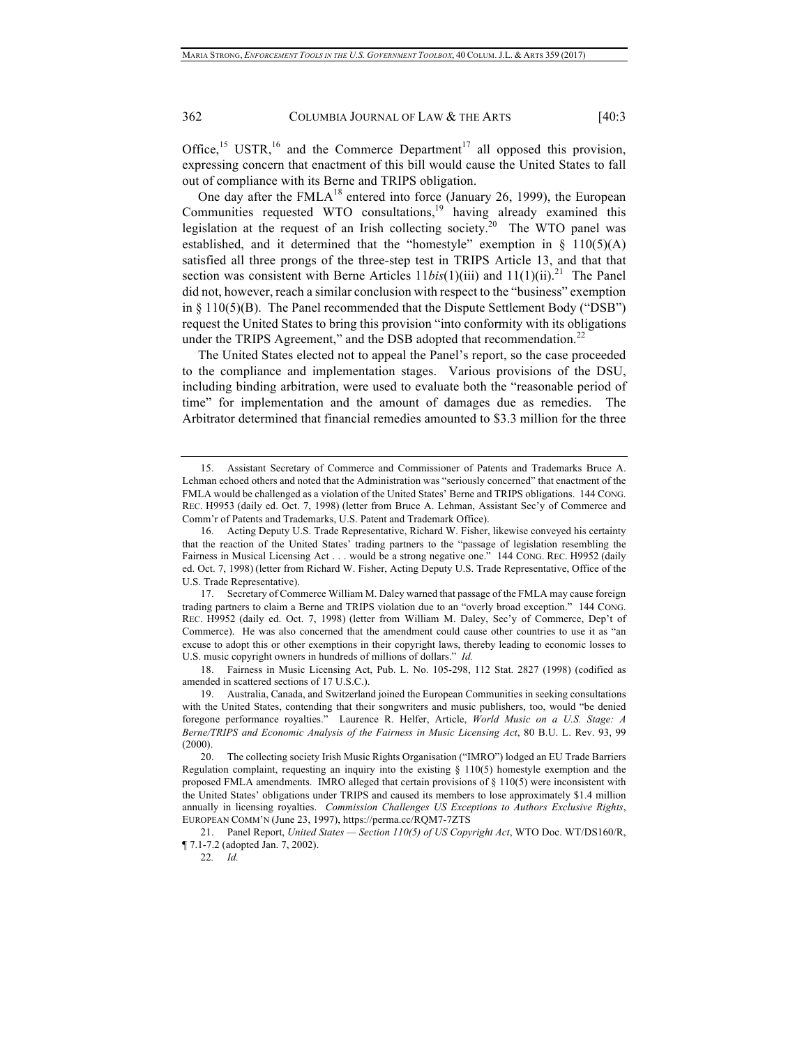Office,[15] USTR,[16] and the Commerce Department[17] all opposed this provision, expressing concern that enactment of this bill would cause the United States to fall out of compliance with its Berne and TRIPS obligation.

One day after the FMLA[18] entered into force (January 26, 1999), the European Communities requested WTO consultations,[19] having already examined this legislation at the request of an Irish collecting society.[20] The WTO panel was established, and it determined that the "homestyle" exemption in § 110(5)(A) satisfied all three prongs of the three-step test in TRIPS Article 13, and that that section was consistent with Berne Articles 11*bis*(1)(iii) and 11(1)(ii).[21] The Panel did not, however, reach a similar conclusion with respect to the "business" exemption in § 110(5)(B). The Panel recommended that the Dispute Settlement Body ("DSB") request the United States to bring this provision "into conformity with its obligations under the TRIPS Agreement," and the DSB adopted that recommendation.[22]

The United States elected not to appeal the Panel's report, so the case proceeded to the compliance and implementation stages. Various provisions of the DSU, including binding arbitration, were used to evaluate both the "reasonable period of time" for implementation and the amount of damages due as remedies. The Arbitrator determined that financial remedies amounted to $3.3 million for the three

---

15. Assistant Secretary of Commerce and Commissioner of Patents and Trademarks Bruce A. Lehman echoed others and noted that the Administration was "seriously concerned" that enactment of the FMLA would be challenged as a violation of the United States' Berne and TRIPS obligations. 144 CONG. REC. H9953 (daily ed. Oct. 7, 1998) (letter from Bruce A. Lehman, Assistant Sec'y of Commerce and Comm'r of Patents and Trademarks, U.S. Patent and Trademark Office).

16. Acting Deputy U.S. Trade Representative, Richard W. Fisher, likewise conveyed his certainty that the reaction of the United States' trading partners to the "passage of legislation resembling the Fairness in Musical Licensing Act . . . would be a strong negative one." 144 CONG. REC. H9952 (daily ed. Oct. 7, 1998) (letter from Richard W. Fisher, Acting Deputy U.S. Trade Representative, Office of the U.S. Trade Representative).

17. Secretary of Commerce William M. Daley warned that passage of the FMLA may cause foreign trading partners to claim a Berne and TRIPS violation due to an "overly broad exception." 144 CONG. REC. H9952 (daily ed. Oct. 7, 1998) (letter from William M. Daley, Sec'y of Commerce, Dep't of Commerce). He was also concerned that the amendment could cause other countries to use it as "an excuse to adopt this or other exemptions in their copyright laws, thereby leading to economic losses to U.S. music copyright owners in hundreds of millions of dollars." *Id.*

18. Fairness in Music Licensing Act, Pub. L. No. 105-298, 112 Stat. 2827 (1998) (codified as amended in scattered sections of 17 U.S.C.).

19. Australia, Canada, and Switzerland joined the European Communities in seeking consultations with the United States, contending that their songwriters and music publishers, too, would "be denied foregone performance royalties." Laurence R. Helfer, Article, *World Music on a U.S. Stage: A Berne/TRIPS and Economic Analysis of the Fairness in Music Licensing Act*, 80 B.U. L. Rev. 93, 99 (2000).

20. The collecting society Irish Music Rights Organisation ("IMRO") lodged an EU Trade Barriers Regulation complaint, requesting an inquiry into the existing § 110(5) homestyle exemption and the proposed FMLA amendments. IMRO alleged that certain provisions of § 110(5) were inconsistent with the United States' obligations under TRIPS and caused its members to lose approximately $1.4 million annually in licensing royalties. *Commission Challenges US Exceptions to Authors Exclusive Rights*, EUROPEAN COMM'N (June 23, 1997), https://perma.cc/RQM7-7ZTS

21. Panel Report, *United States — Section 110(5) of US Copyright Act*, WTO Doc. WT/DS160/R, ¶ 7.1-7.2 (adopted Jan. 7, 2002).

22. *Id.*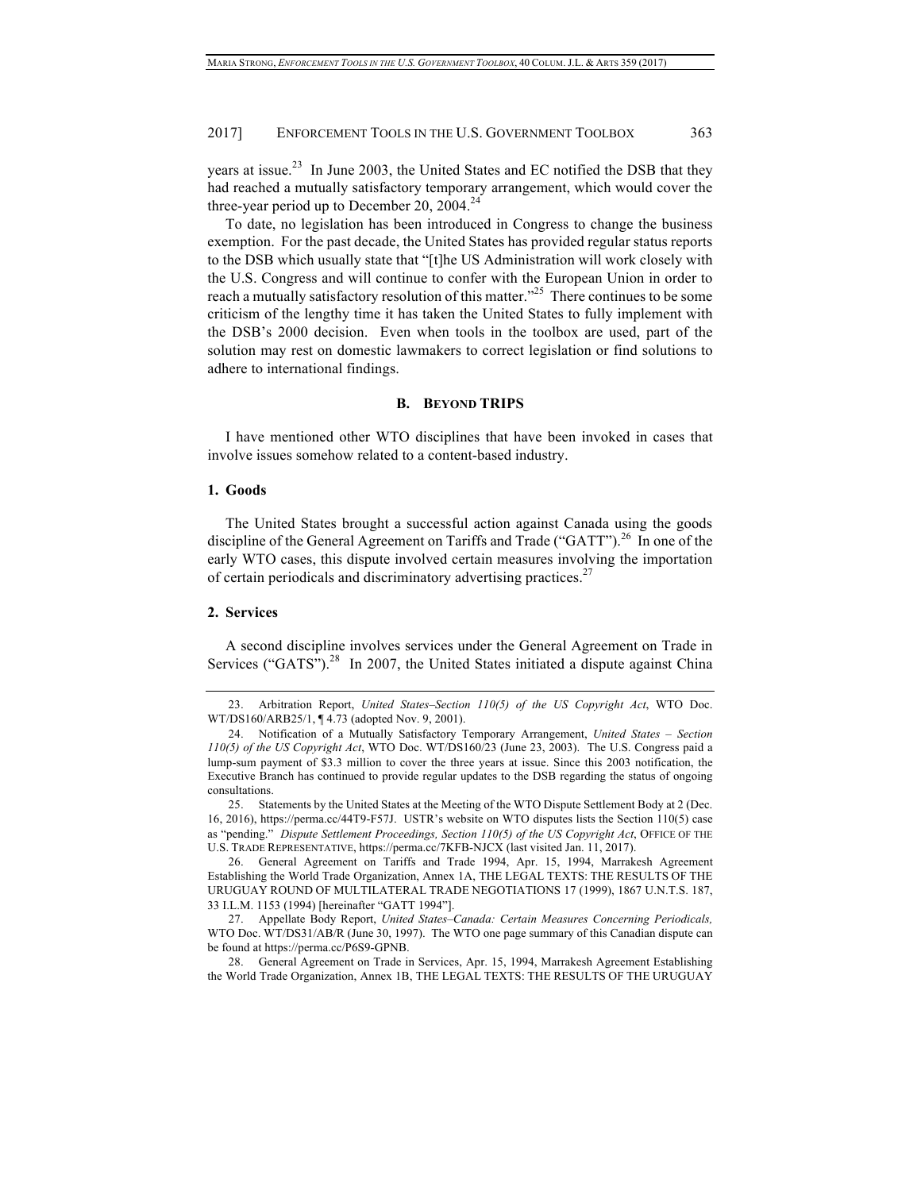years at issue.[23] In June 2003, the United States and EC notified the DSB that they had reached a mutually satisfactory temporary arrangement, which would cover the three-year period up to December 20, 2004.[24]

To date, no legislation has been introduced in Congress to change the business exemption. For the past decade, the United States has provided regular status reports to the DSB which usually state that "[t]he US Administration will work closely with the U.S. Congress and will continue to confer with the European Union in order to reach a mutually satisfactory resolution of this matter."[25] There continues to be some criticism of the lengthy time it has taken the United States to fully implement with the DSB's 2000 decision. Even when tools in the toolbox are used, part of the solution may rest on domestic lawmakers to correct legislation or find solutions to adhere to international findings.

### B. Beyond TRIPS

I have mentioned other WTO disciplines that have been invoked in cases that involve issues somehow related to a content-based industry.

#### 1. Goods

The United States brought a successful action against Canada using the goods discipline of the General Agreement on Tariffs and Trade ("GATT").[26] In one of the early WTO cases, this dispute involved certain measures involving the importation of certain periodicals and discriminatory advertising practices.[27]

#### 2. Services

A second discipline involves services under the General Agreement on Trade in Services ("GATS").[28] In 2007, the United States initiated a dispute against China

---

23. Arbitration Report, *United States–Section 110(5) of the US Copyright Act*, WTO Doc. WT/DS160/ARB25/1, ¶ 4.73 (adopted Nov. 9, 2001).

24. Notification of a Mutually Satisfactory Temporary Arrangement, *United States – Section 110(5) of the US Copyright Act*, WTO Doc. WT/DS160/23 (June 23, 2003). The U.S. Congress paid a lump-sum payment of $3.3 million to cover the three years at issue. Since this 2003 notification, the Executive Branch has continued to provide regular updates to the DSB regarding the status of ongoing consultations.

25. Statements by the United States at the Meeting of the WTO Dispute Settlement Body at 2 (Dec. 16, 2016), https://perma.cc/44T9-F57J. USTR's website on WTO disputes lists the Section 110(5) case as "pending." *Dispute Settlement Proceedings, Section 110(5) of the US Copyright Act*, OFFICE OF THE U.S. TRADE REPRESENTATIVE, https://perma.cc/7KFB-NJCX (last visited Jan. 11, 2017).

26. General Agreement on Tariffs and Trade 1994, Apr. 15, 1994, Marrakesh Agreement Establishing the World Trade Organization, Annex 1A, THE LEGAL TEXTS: THE RESULTS OF THE URUGUAY ROUND OF MULTILATERAL TRADE NEGOTIATIONS 17 (1999), 1867 U.N.T.S. 187, 33 I.L.M. 1153 (1994) [hereinafter "GATT 1994"].

27. Appellate Body Report, *United States–Canada: Certain Measures Concerning Periodicals,* WTO Doc. WT/DS31/AB/R (June 30, 1997). The WTO one page summary of this Canadian dispute can be found at https://perma.cc/P6S9-GPNB.

28. General Agreement on Trade in Services, Apr. 15, 1994, Marrakesh Agreement Establishing the World Trade Organization, Annex 1B, THE LEGAL TEXTS: THE RESULTS OF THE URUGUAY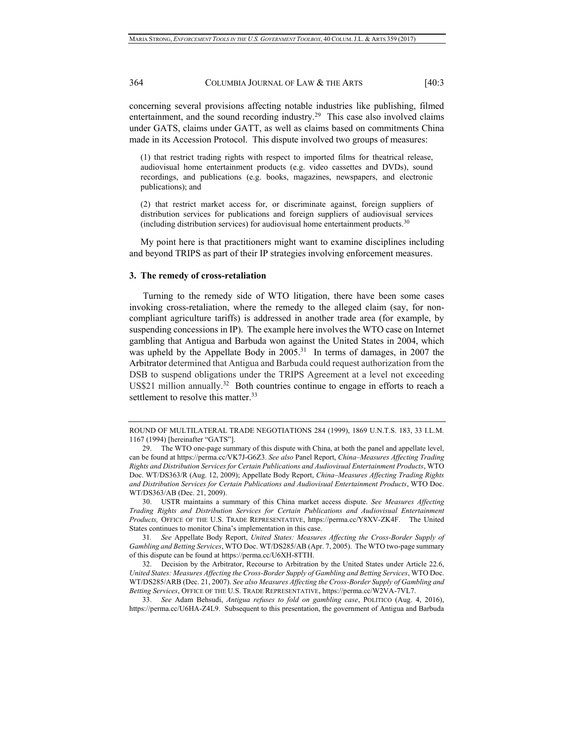concerning several provisions affecting notable industries like publishing, filmed entertainment, and the sound recording industry.[29] This case also involved claims under GATS, claims under GATT, as well as claims based on commitments China made in its Accession Protocol. This dispute involved two groups of measures:

> (1) that restrict trading rights with respect to imported films for theatrical release, audiovisual home entertainment products (e.g. video cassettes and DVDs), sound recordings, and publications (e.g. books, magazines, newspapers, and electronic publications); and
>
> (2) that restrict market access for, or discriminate against, foreign suppliers of distribution services for publications and foreign suppliers of audiovisual services (including distribution services) for audiovisual home entertainment products.[30]

My point here is that practitioners might want to examine disciplines including and beyond TRIPS as part of their IP strategies involving enforcement measures.

### 3. The remedy of cross-retaliation

Turning to the remedy side of WTO litigation, there have been some cases invoking cross-retaliation, where the remedy to the alleged claim (say, for non-compliant agriculture tariffs) is addressed in another trade area (for example, by suspending concessions in IP). The example here involves the WTO case on Internet gambling that Antigua and Barbuda won against the United States in 2004, which was upheld by the Appellate Body in 2005.[31] In terms of damages, in 2007 the Arbitrator determined that Antigua and Barbuda could request authorization from the DSB to suspend obligations under the TRIPS Agreement at a level not exceeding US$21 million annually.[32] Both countries continue to engage in efforts to reach a settlement to resolve this matter.[33]

---

ROUND OF MULTILATERAL TRADE NEGOTIATIONS 284 (1999), 1869 U.N.T.S. 183, 33 I.L.M. 1167 (1994) [hereinafter "GATS"].

29. The WTO one-page summary of this dispute with China, at both the panel and appellate level, can be found at https://perma.cc/VK7J-G6Z3. *See also* Panel Report, *China–Measures Affecting Trading Rights and Distribution Services for Certain Publications and Audiovisual Entertainment Products*, WTO Doc. WT/DS363/R (Aug. 12, 2009); Appellate Body Report, *China–Measures Affecting Trading Rights and Distribution Services for Certain Publications and Audiovisual Entertainment Products*, WTO Doc. WT/DS363/AB (Dec. 21, 2009).

30. USTR maintains a summary of this China market access dispute. *See Measures Affecting Trading Rights and Distribution Services for Certain Publications and Audiovisual Entertainment Products,* OFFICE OF THE U.S. TRADE REPRESENTATIVE, https://perma.cc/Y8XV-ZK4F. The United States continues to monitor China's implementation in this case.

31. *See* Appellate Body Report, *United States: Measures Affecting the Cross-Border Supply of Gambling and Betting Services*, WTO Doc. WT/DS285/AB (Apr. 7, 2005). The WTO two-page summary of this dispute can be found at https://perma.cc/U6XH-8TTH.

32. Decision by the Arbitrator, Recourse to Arbitration by the United States under Article 22.6, *United States: Measures Affecting the Cross-Border Supply of Gambling and Betting Services*, WTO Doc. WT/DS285/ARB (Dec. 21, 2007). *See also Measures Affecting the Cross-Border Supply of Gambling and Betting Services*, OFFICE OF THE U.S. TRADE REPRESENTATIVE, https://perma.cc/W2VA-7VL7.

33. *See* Adam Behsudi, *Antigua refuses to fold on gambling case*, POLITICO (Aug. 4, 2016), https://perma.cc/U6HA-Z4L9. Subsequent to this presentation, the government of Antigua and Barbuda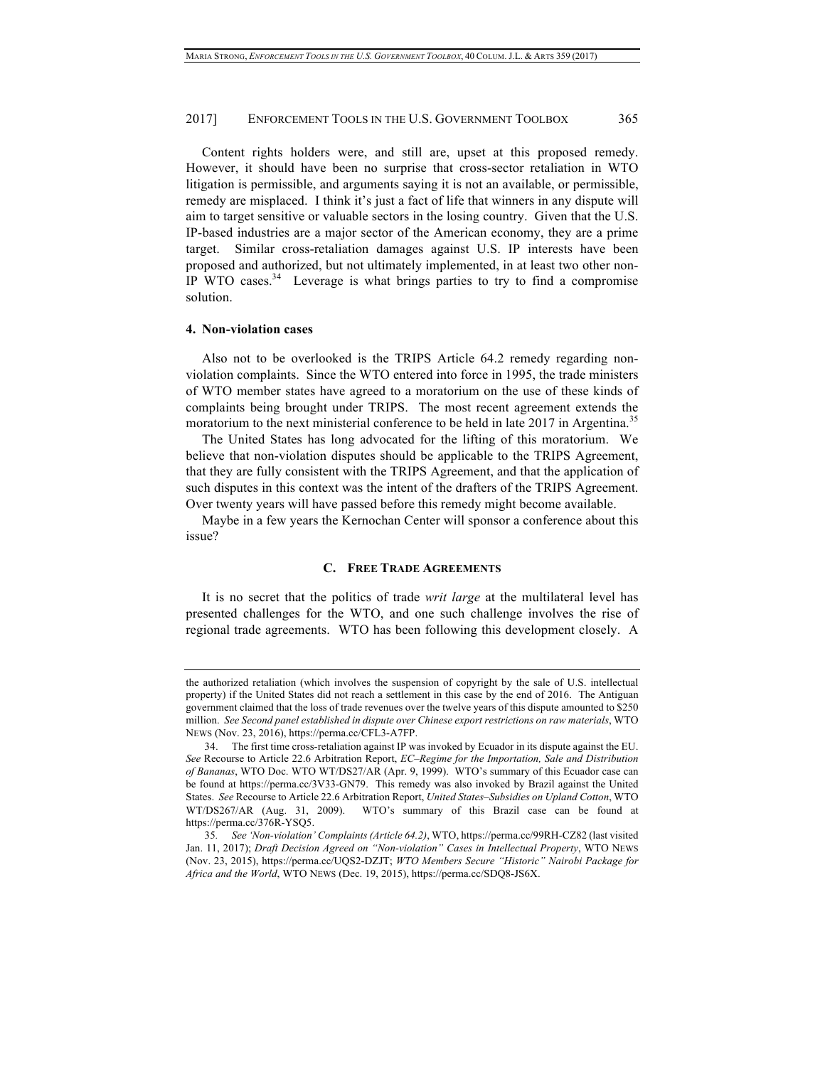Content rights holders were, and still are, upset at this proposed remedy. However, it should have been no surprise that cross-sector retaliation in WTO litigation is permissible, and arguments saying it is not an available, or permissible, remedy are misplaced. I think it's just a fact of life that winners in any dispute will aim to target sensitive or valuable sectors in the losing country. Given that the U.S. IP-based industries are a major sector of the American economy, they are a prime target. Similar cross-retaliation damages against U.S. IP interests have been proposed and authorized, but not ultimately implemented, in at least two other non-IP WTO cases.[34] Leverage is what brings parties to try to find a compromise solution.

#### 4. Non-violation cases

Also not to be overlooked is the TRIPS Article 64.2 remedy regarding non-violation complaints. Since the WTO entered into force in 1995, the trade ministers of WTO member states have agreed to a moratorium on the use of these kinds of complaints being brought under TRIPS. The most recent agreement extends the moratorium to the next ministerial conference to be held in late 2017 in Argentina.[35]

The United States has long advocated for the lifting of this moratorium. We believe that non-violation disputes should be applicable to the TRIPS Agreement, that they are fully consistent with the TRIPS Agreement, and that the application of such disputes in this context was the intent of the drafters of the TRIPS Agreement. Over twenty years will have passed before this remedy might become available.

Maybe in a few years the Kernochan Center will sponsor a conference about this issue?

### C. FREE TRADE AGREEMENTS

It is no secret that the politics of trade *writ large* at the multilateral level has presented challenges for the WTO, and one such challenge involves the rise of regional trade agreements. WTO has been following this development closely. A

---

the authorized retaliation (which involves the suspension of copyright by the sale of U.S. intellectual property) if the United States did not reach a settlement in this case by the end of 2016. The Antiguan government claimed that the loss of trade revenues over the twelve years of this dispute amounted to $250 million. *See Second panel established in dispute over Chinese export restrictions on raw materials*, WTO NEWS (Nov. 23, 2016), https://perma.cc/CFL3-A7FP.

34. The first time cross-retaliation against IP was invoked by Ecuador in its dispute against the EU. *See* Recourse to Article 22.6 Arbitration Report, *EC–Regime for the Importation, Sale and Distribution of Bananas*, WTO Doc. WTO WT/DS27/AR (Apr. 9, 1999). WTO's summary of this Ecuador case can be found at https://perma.cc/3V33-GN79. This remedy was also invoked by Brazil against the United States. *See* Recourse to Article 22.6 Arbitration Report, *United States–Subsidies on Upland Cotton*, WTO WT/DS267/AR (Aug. 31, 2009). WTO's summary of this Brazil case can be found at https://perma.cc/376R-YSQ5.

35. *See 'Non-violation' Complaints (Article 64.2)*, WTO, https://perma.cc/99RH-CZ82 (last visited Jan. 11, 2017); *Draft Decision Agreed on "Non-violation" Cases in Intellectual Property*, WTO NEWS (Nov. 23, 2015), https://perma.cc/UQS2-DZJT; *WTO Members Secure "Historic" Nairobi Package for Africa and the World*, WTO NEWS (Dec. 19, 2015), https://perma.cc/SDQ8-JS6X.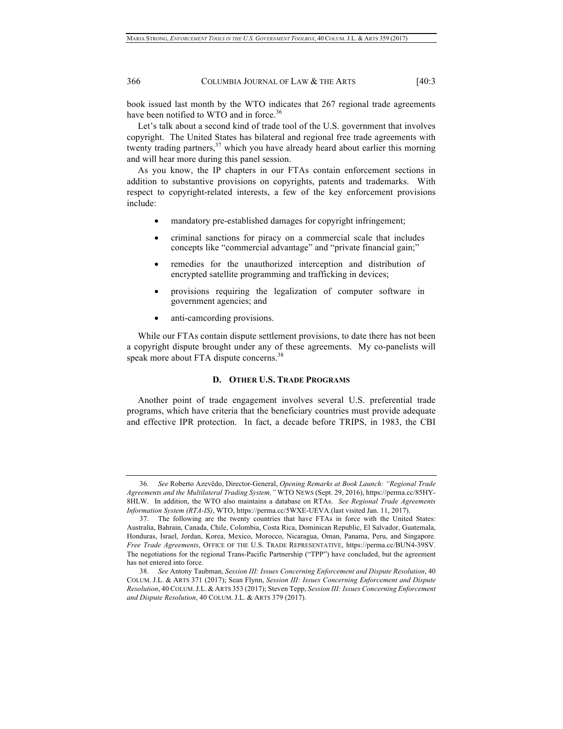book issued last month by the WTO indicates that 267 regional trade agreements have been notified to WTO and in force.[36]

Let's talk about a second kind of trade tool of the U.S. government that involves copyright. The United States has bilateral and regional free trade agreements with twenty trading partners,[37] which you have already heard about earlier this morning and will hear more during this panel session.

As you know, the IP chapters in our FTAs contain enforcement sections in addition to substantive provisions on copyrights, patents and trademarks. With respect to copyright-related interests, a few of the key enforcement provisions include:

- mandatory pre-established damages for copyright infringement;
- criminal sanctions for piracy on a commercial scale that includes concepts like "commercial advantage" and "private financial gain;"
- remedies for the unauthorized interception and distribution of encrypted satellite programming and trafficking in devices;
- provisions requiring the legalization of computer software in government agencies; and
- anti-camcording provisions.

While our FTAs contain dispute settlement provisions, to date there has not been a copyright dispute brought under any of these agreements. My co-panelists will speak more about FTA dispute concerns.[38]

### D. OTHER U.S. TRADE PROGRAMS

Another point of trade engagement involves several U.S. preferential trade programs, which have criteria that the beneficiary countries must provide adequate and effective IPR protection. In fact, a decade before TRIPS, in 1983, the CBI

---

36. *See* Roberto Azevêdo, Director-General, *Opening Remarks at Book Launch: "Regional Trade Agreements and the Multilateral Trading System,"* WTO NEWS (Sept. 29, 2016), https://perma.cc/85HY-8HLW. In addition, the WTO also maintains a database on RTAs. *See Regional Trade Agreements Information System (RTA-IS)*, WTO, https://perma.cc/5WXE-UEVA.(last visited Jan. 11, 2017).

37. The following are the twenty countries that have FTAs in force with the United States: Australia, Bahrain, Canada, Chile, Colombia, Costa Rica, Dominican Republic, El Salvador, Guatemala, Honduras, Israel, Jordan, Korea, Mexico, Morocco, Nicaragua, Oman, Panama, Peru, and Singapore. *Free Trade Agreements*, OFFICE OF THE U.S. TRADE REPRESENTATIVE, https://perma.cc/BUN4-39SV. The negotiations for the regional Trans-Pacific Partnership ("TPP") have concluded, but the agreement has not entered into force.

38. *See* Antony Taubman, *Session III: Issues Concerning Enforcement and Dispute Resolution*, 40 COLUM. J.L. & ARTS 371 (2017); Sean Flynn, *Session III: Issues Concerning Enforcement and Dispute Resolution*, 40 COLUM. J.L. & ARTS 353 (2017); Steven Tepp, *Session III: Issues Concerning Enforcement and Dispute Resolution*, 40 COLUM. J.L. & ARTS 379 (2017).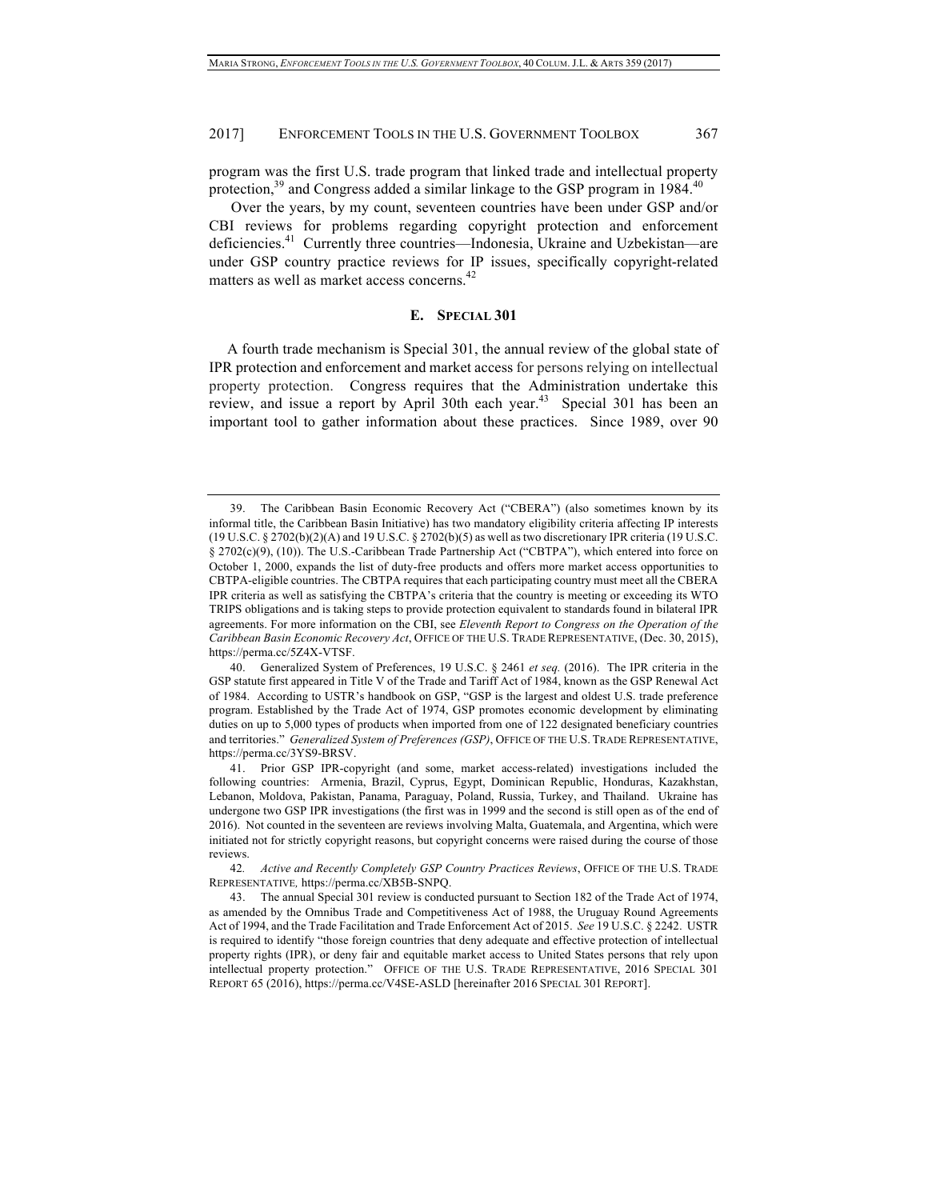program was the first U.S. trade program that linked trade and intellectual property protection,[39] and Congress added a similar linkage to the GSP program in 1984.[40]

Over the years, by my count, seventeen countries have been under GSP and/or CBI reviews for problems regarding copyright protection and enforcement deficiencies.[41] Currently three countries—Indonesia, Ukraine and Uzbekistan—are under GSP country practice reviews for IP issues, specifically copyright-related matters as well as market access concerns.[42]

### E. Special 301

A fourth trade mechanism is Special 301, the annual review of the global state of IPR protection and enforcement and market access for persons relying on intellectual property protection. Congress requires that the Administration undertake this review, and issue a report by April 30th each year.[43] Special 301 has been an important tool to gather information about these practices. Since 1989, over 90

---

39. The Caribbean Basin Economic Recovery Act ("CBERA") (also sometimes known by its informal title, the Caribbean Basin Initiative) has two mandatory eligibility criteria affecting IP interests (19 U.S.C. § 2702(b)(2)(A) and 19 U.S.C. § 2702(b)(5) as well as two discretionary IPR criteria (19 U.S.C. § 2702(c)(9), (10)). The U.S.-Caribbean Trade Partnership Act ("CBTPA"), which entered into force on October 1, 2000, expands the list of duty-free products and offers more market access opportunities to CBTPA-eligible countries. The CBTPA requires that each participating country must meet all the CBERA IPR criteria as well as satisfying the CBTPA's criteria that the country is meeting or exceeding its WTO TRIPS obligations and is taking steps to provide protection equivalent to standards found in bilateral IPR agreements. For more information on the CBI, see *Eleventh Report to Congress on the Operation of the Caribbean Basin Economic Recovery Act*, OFFICE OF THE U.S. TRADE REPRESENTATIVE, (Dec. 30, 2015), https://perma.cc/5Z4X-VTSF.

40. Generalized System of Preferences, 19 U.S.C. § 2461 *et seq.* (2016). The IPR criteria in the GSP statute first appeared in Title V of the Trade and Tariff Act of 1984, known as the GSP Renewal Act of 1984. According to USTR's handbook on GSP, "GSP is the largest and oldest U.S. trade preference program. Established by the Trade Act of 1974, GSP promotes economic development by eliminating duties on up to 5,000 types of products when imported from one of 122 designated beneficiary countries and territories." *Generalized System of Preferences (GSP)*, OFFICE OF THE U.S. TRADE REPRESENTATIVE, https://perma.cc/3YS9-BRSV.

41. Prior GSP IPR-copyright (and some, market access-related) investigations included the following countries: Armenia, Brazil, Cyprus, Egypt, Dominican Republic, Honduras, Kazakhstan, Lebanon, Moldova, Pakistan, Panama, Paraguay, Poland, Russia, Turkey, and Thailand. Ukraine has undergone two GSP IPR investigations (the first was in 1999 and the second is still open as of the end of 2016). Not counted in the seventeen are reviews involving Malta, Guatemala, and Argentina, which were initiated not for strictly copyright reasons, but copyright concerns were raised during the course of those reviews.

42. *Active and Recently Completely GSP Country Practices Reviews*, OFFICE OF THE U.S. TRADE REPRESENTATIVE, https://perma.cc/XB5B-SNPQ.

43. The annual Special 301 review is conducted pursuant to Section 182 of the Trade Act of 1974, as amended by the Omnibus Trade and Competitiveness Act of 1988, the Uruguay Round Agreements Act of 1994, and the Trade Facilitation and Trade Enforcement Act of 2015. *See* 19 U.S.C. § 2242. USTR is required to identify "those foreign countries that deny adequate and effective protection of intellectual property rights (IPR), or deny fair and equitable market access to United States persons that rely upon intellectual property protection." OFFICE OF THE U.S. TRADE REPRESENTATIVE, 2016 SPECIAL 301 REPORT 65 (2016), https://perma.cc/V4SE-ASLD [hereinafter 2016 SPECIAL 301 REPORT].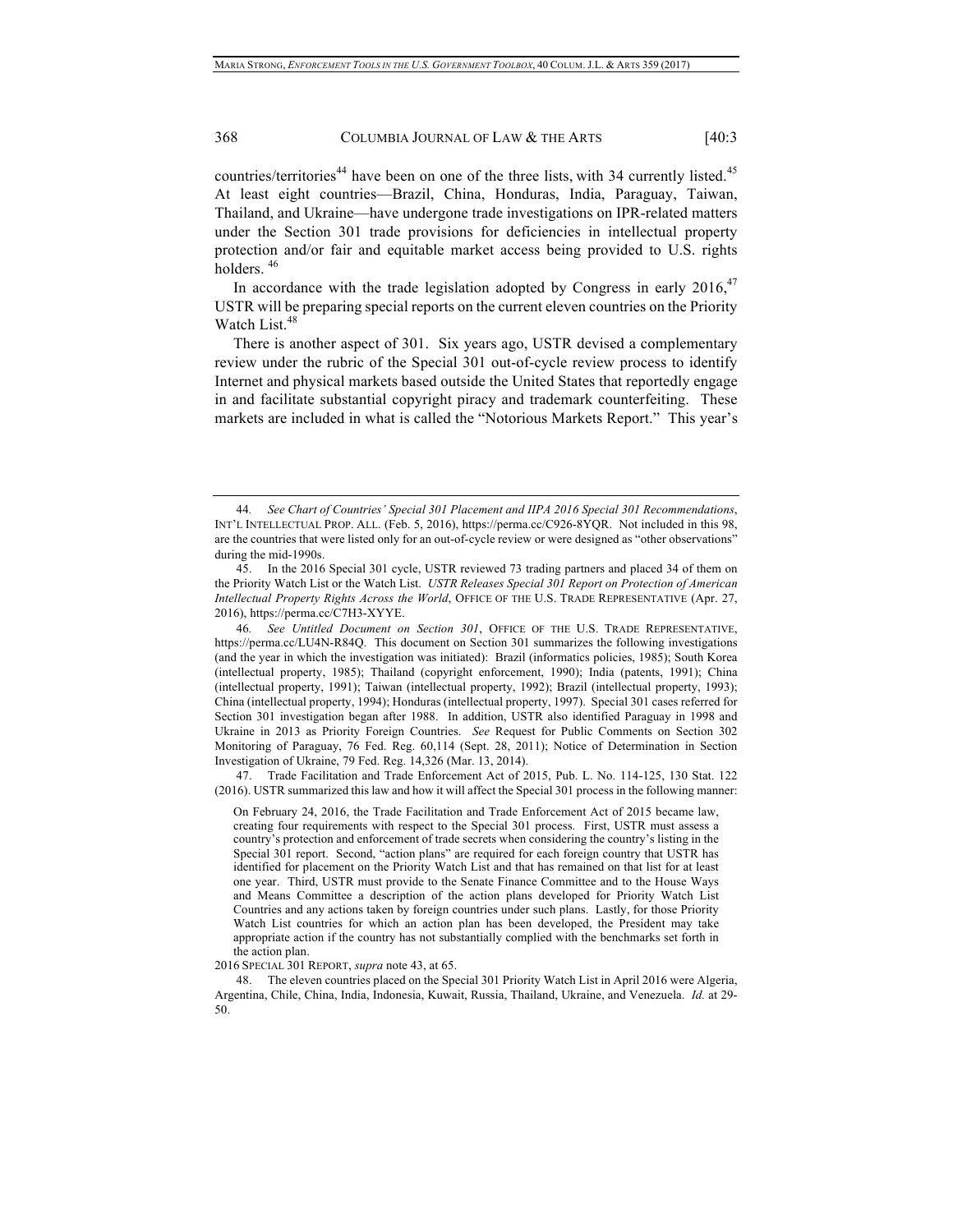countries/territories[44] have been on one of the three lists, with 34 currently listed.[45] At least eight countries—Brazil, China, Honduras, India, Paraguay, Taiwan, Thailand, and Ukraine—have undergone trade investigations on IPR-related matters under the Section 301 trade provisions for deficiencies in intellectual property protection and/or fair and equitable market access being provided to U.S. rights holders.[46]

In accordance with the trade legislation adopted by Congress in early 2016,[47] USTR will be preparing special reports on the current eleven countries on the Priority Watch List.[48]

There is another aspect of 301. Six years ago, USTR devised a complementary review under the rubric of the Special 301 out-of-cycle review process to identify Internet and physical markets based outside the United States that reportedly engage in and facilitate substantial copyright piracy and trademark counterfeiting. These markets are included in what is called the "Notorious Markets Report." This year's

---

44. *See Chart of Countries' Special 301 Placement and IIPA 2016 Special 301 Recommendations*, INT'L INTELLECTUAL PROP. ALL. (Feb. 5, 2016), https://perma.cc/C926-8YQR. Not included in this 98, are the countries that were listed only for an out-of-cycle review or were designed as "other observations" during the mid-1990s.

45. In the 2016 Special 301 cycle, USTR reviewed 73 trading partners and placed 34 of them on the Priority Watch List or the Watch List. *USTR Releases Special 301 Report on Protection of American Intellectual Property Rights Across the World*, OFFICE OF THE U.S. TRADE REPRESENTATIVE (Apr. 27, 2016), https://perma.cc/C7H3-XYYE.

46. *See Untitled Document on Section 301*, OFFICE OF THE U.S. TRADE REPRESENTATIVE, https://perma.cc/LU4N-R84Q. This document on Section 301 summarizes the following investigations (and the year in which the investigation was initiated): Brazil (informatics policies, 1985); South Korea (intellectual property, 1985); Thailand (copyright enforcement, 1990); India (patents, 1991); China (intellectual property, 1991); Taiwan (intellectual property, 1992); Brazil (intellectual property, 1993); China (intellectual property, 1994); Honduras (intellectual property, 1997). Special 301 cases referred for Section 301 investigation began after 1988. In addition, USTR also identified Paraguay in 1998 and Ukraine in 2013 as Priority Foreign Countries. *See* Request for Public Comments on Section 302 Monitoring of Paraguay, 76 Fed. Reg. 60,114 (Sept. 28, 2011); Notice of Determination in Section Investigation of Ukraine, 79 Fed. Reg. 14,326 (Mar. 13, 2014).

47. Trade Facilitation and Trade Enforcement Act of 2015, Pub. L. No. 114-125, 130 Stat. 122 (2016). USTR summarized this law and how it will affect the Special 301 process in the following manner:

> On February 24, 2016, the Trade Facilitation and Trade Enforcement Act of 2015 became law, creating four requirements with respect to the Special 301 process. First, USTR must assess a country's protection and enforcement of trade secrets when considering the country's listing in the Special 301 report. Second, "action plans" are required for each foreign country that USTR has identified for placement on the Priority Watch List and that has remained on that list for at least one year. Third, USTR must provide to the Senate Finance Committee and to the House Ways and Means Committee a description of the action plans developed for Priority Watch List Countries and any actions taken by foreign countries under such plans. Lastly, for those Priority Watch List countries for which an action plan has been developed, the President may take appropriate action if the country has not substantially complied with the benchmarks set forth in the action plan.

2016 SPECIAL 301 REPORT, *supra* note 43, at 65.

48. The eleven countries placed on the Special 301 Priority Watch List in April 2016 were Algeria, Argentina, Chile, China, India, Indonesia, Kuwait, Russia, Thailand, Ukraine, and Venezuela. *Id.* at 29-50.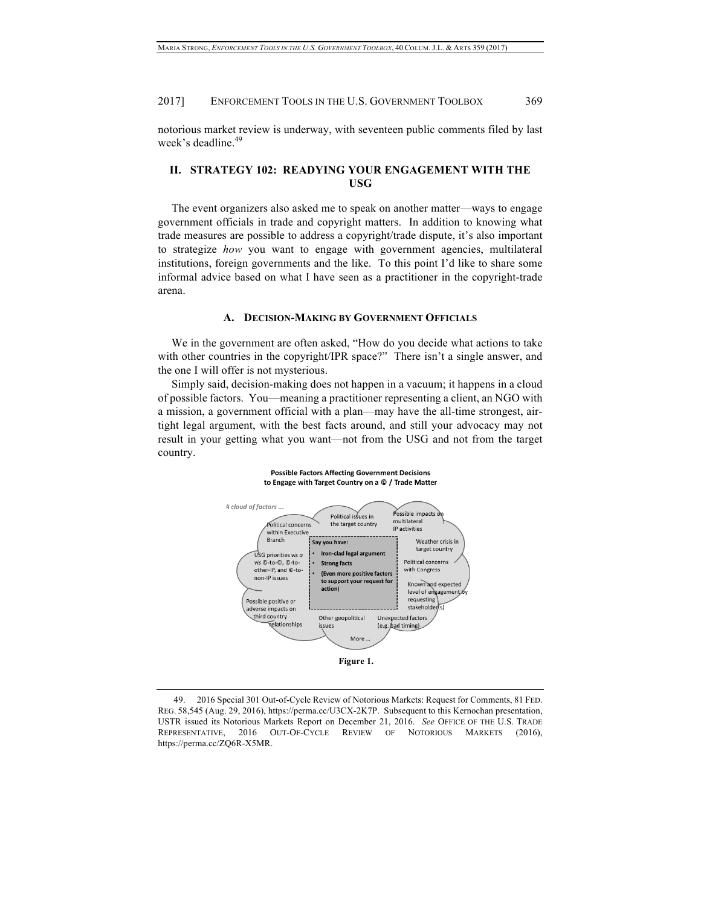notorious market review is underway, with seventeen public comments filed by last week's deadline.[49]

## II. STRATEGY 102: READYING YOUR ENGAGEMENT WITH THE USG

The event organizers also asked me to speak on another matter—ways to engage government officials in trade and copyright matters. In addition to knowing what trade measures are possible to address a copyright/trade dispute, it's also important to strategize *how* you want to engage with government agencies, multilateral institutions, foreign governments and the like. To this point I'd like to share some informal advice based on what I have seen as a practitioner in the copyright-trade arena.

### A. DECISION-MAKING BY GOVERNMENT OFFICIALS

We in the government are often asked, "How do you decide what actions to take with other countries in the copyright/IPR space?" There isn't a single answer, and the one I will offer is not mysterious.

Simply said, decision-making does not happen in a vacuum; it happens in a cloud of possible factors. You—meaning a practitioner representing a client, an NGO with a mission, a government official with a plan—may have the all-time strongest, air-tight legal argument, with the best facts around, and still your advocacy may not result in your getting what you want—not from the USG and not from the target country.

**Possible Factors Affecting Government Decisions to Engage with Target Country on a © / Trade Matter**

*A cloud of factors ...*

- Political concerns within Executive Branch
- Political issues in the target country
- Possible impacts on multilateral IP activities
- Weather crisis in target country
- USG priorities *vis a vis* ©-to-©, ©-to-other-IP, and ©-to-non-IP issues
- Political concerns with Congress
- Known and expected level of engagement by requesting stakeholder(s)
- Possible positive or adverse impacts on third country relationships
- Other geopolitical issues
- Unexpected factors (e.g. bad timing)
- More ...

**Say you have:**

- **Iron-clad legal argument**
- **Strong facts**
- **(Even more positive factors to support your request for action)**

**Figure 1.**

---

49. 2016 Special 301 Out-of-Cycle Review of Notorious Markets: Request for Comments, 81 FED. REG. 58,545 (Aug. 29, 2016), https://perma.cc/U3CX-2K7P. Subsequent to this Kernochan presentation, USTR issued its Notorious Markets Report on December 21, 2016. *See* OFFICE OF THE U.S. TRADE REPRESENTATIVE, 2016 OUT-OF-CYCLE REVIEW OF NOTORIOUS MARKETS (2016), https://perma.cc/ZQ6R-X5MR.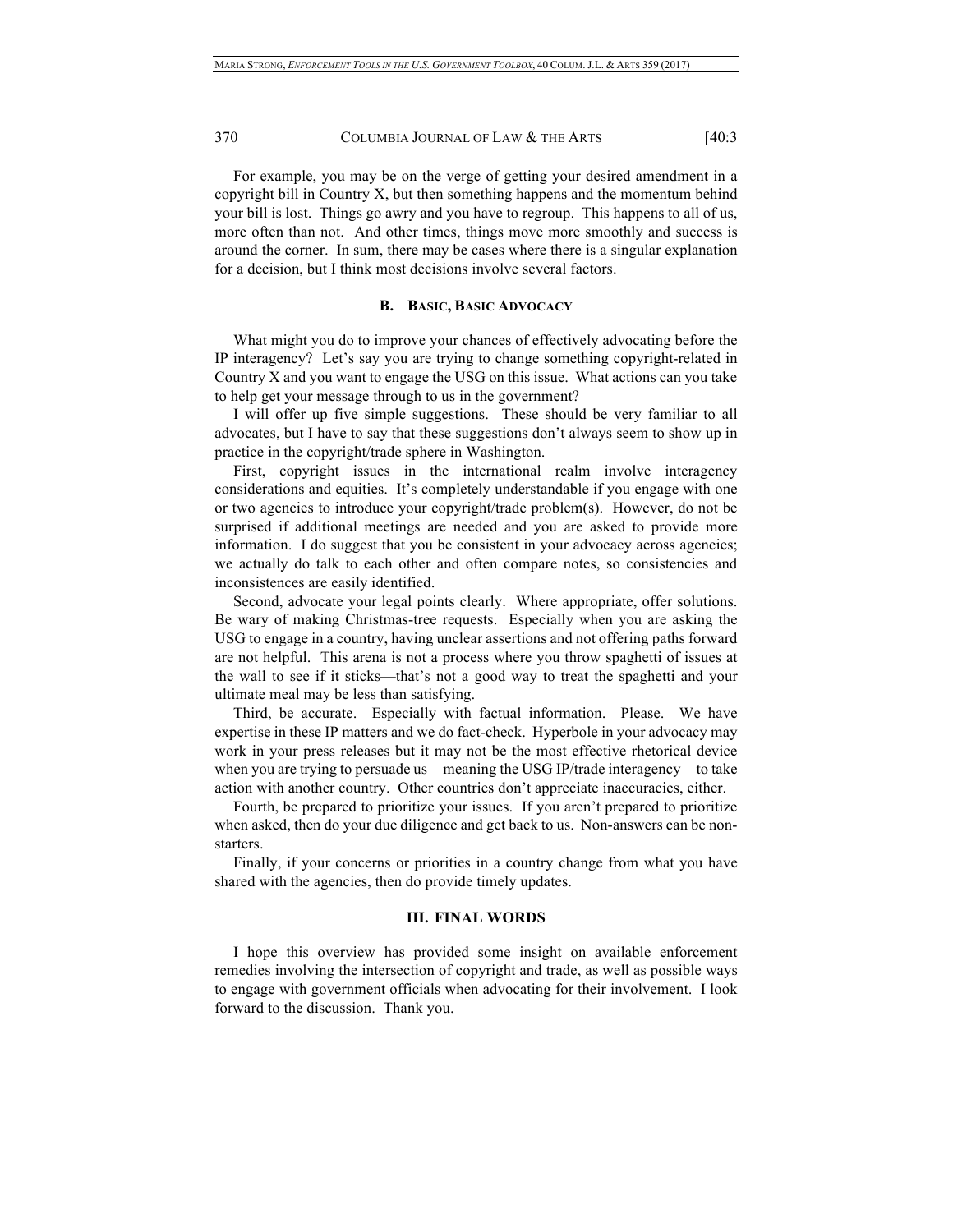For example, you may be on the verge of getting your desired amendment in a copyright bill in Country X, but then something happens and the momentum behind your bill is lost. Things go awry and you have to regroup. This happens to all of us, more often than not. And other times, things move more smoothly and success is around the corner. In sum, there may be cases where there is a singular explanation for a decision, but I think most decisions involve several factors.

### B. Basic, Basic Advocacy

What might you do to improve your chances of effectively advocating before the IP interagency? Let's say you are trying to change something copyright-related in Country X and you want to engage the USG on this issue. What actions can you take to help get your message through to us in the government?

I will offer up five simple suggestions. These should be very familiar to all advocates, but I have to say that these suggestions don't always seem to show up in practice in the copyright/trade sphere in Washington.

First, copyright issues in the international realm involve interagency considerations and equities. It's completely understandable if you engage with one or two agencies to introduce your copyright/trade problem(s). However, do not be surprised if additional meetings are needed and you are asked to provide more information. I do suggest that you be consistent in your advocacy across agencies; we actually do talk to each other and often compare notes, so consistencies and inconsistences are easily identified.

Second, advocate your legal points clearly. Where appropriate, offer solutions. Be wary of making Christmas-tree requests. Especially when you are asking the USG to engage in a country, having unclear assertions and not offering paths forward are not helpful. This arena is not a process where you throw spaghetti of issues at the wall to see if it sticks—that's not a good way to treat the spaghetti and your ultimate meal may be less than satisfying.

Third, be accurate. Especially with factual information. Please. We have expertise in these IP matters and we do fact-check. Hyperbole in your advocacy may work in your press releases but it may not be the most effective rhetorical device when you are trying to persuade us—meaning the USG IP/trade interagency—to take action with another country. Other countries don't appreciate inaccuracies, either.

Fourth, be prepared to prioritize your issues. If you aren't prepared to prioritize when asked, then do your due diligence and get back to us. Non-answers can be non-starters.

Finally, if your concerns or priorities in a country change from what you have shared with the agencies, then do provide timely updates.

## III. Final Words

I hope this overview has provided some insight on available enforcement remedies involving the intersection of copyright and trade, as well as possible ways to engage with government officials when advocating for their involvement. I look forward to the discussion. Thank you.